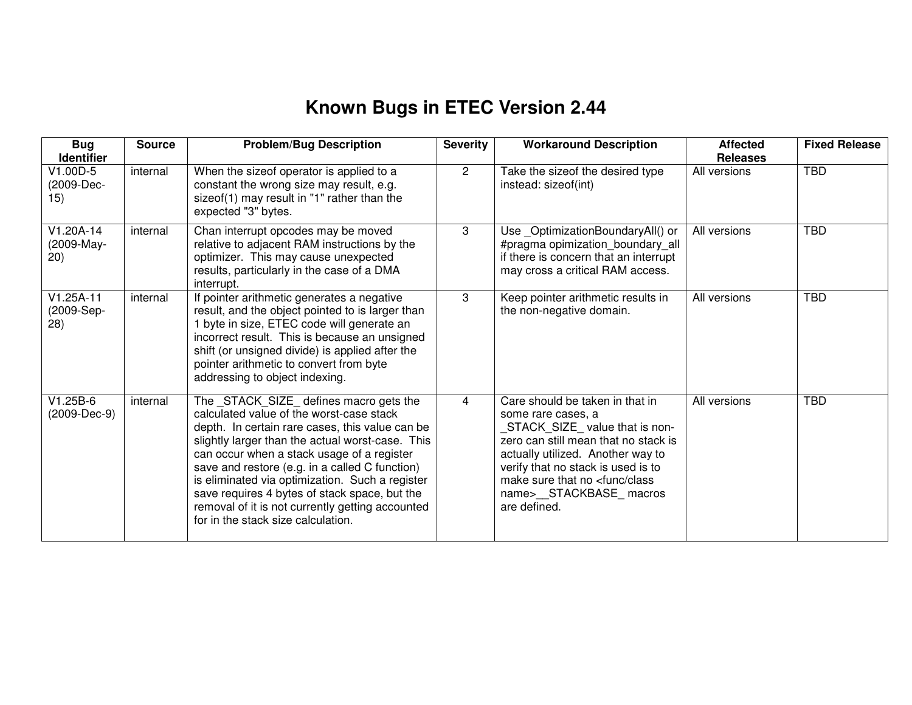# Known Bugs in ETEC Version 2.44

| Bug Identifier | Source | Problem/Bug Description | Severity | Workaround Description | Affected Releases | Fixed Release |
|---|---|---|---|---|---|---|
| V1.00D-5 (2009-Dec-15) | internal | When the sizeof operator is applied to a constant the wrong size may result, e.g. sizeof(1) may result in "1" rather than the expected "3" bytes. | 2 | Take the sizeof the desired type instead: sizeof(int) | All versions | TBD |
| V1.20A-14 (2009-May-20) | internal | Chan interrupt opcodes may be moved relative to adjacent RAM instructions by the optimizer. This may cause unexpected results, particularly in the case of a DMA interrupt. | 3 | Use _OptimizationBoundaryAll() or #pragma opimization_boundary_all if there is concern that an interrupt may cross a critical RAM access. | All versions | TBD |
| V1.25A-11 (2009-Sep-28) | internal | If pointer arithmetic generates a negative result, and the object pointed to is larger than 1 byte in size, ETEC code will generate an incorrect result. This is because an unsigned shift (or unsigned divide) is applied after the pointer arithmetic to convert from byte addressing to object indexing. | 3 | Keep pointer arithmetic results in the non-negative domain. | All versions | TBD |
| V1.25B-6 (2009-Dec-9) | internal | The _STACK_SIZE_ defines macro gets the calculated value of the worst-case stack depth. In certain rare cases, this value can be slightly larger than the actual worst-case. This can occur when a stack usage of a register save and restore (e.g. in a called C function) is eliminated via optimization. Such a register save requires 4 bytes of stack space, but the removal of it is not currently getting accounted for in the stack size calculation. | 4 | Care should be taken in that in some rare cases, a _STACK_SIZE_ value that is non-zero can still mean that no stack is actually utilized. Another way to verify that no stack is used is to make sure that no <func/class name>__STACKBASE_ macros are defined. | All versions | TBD |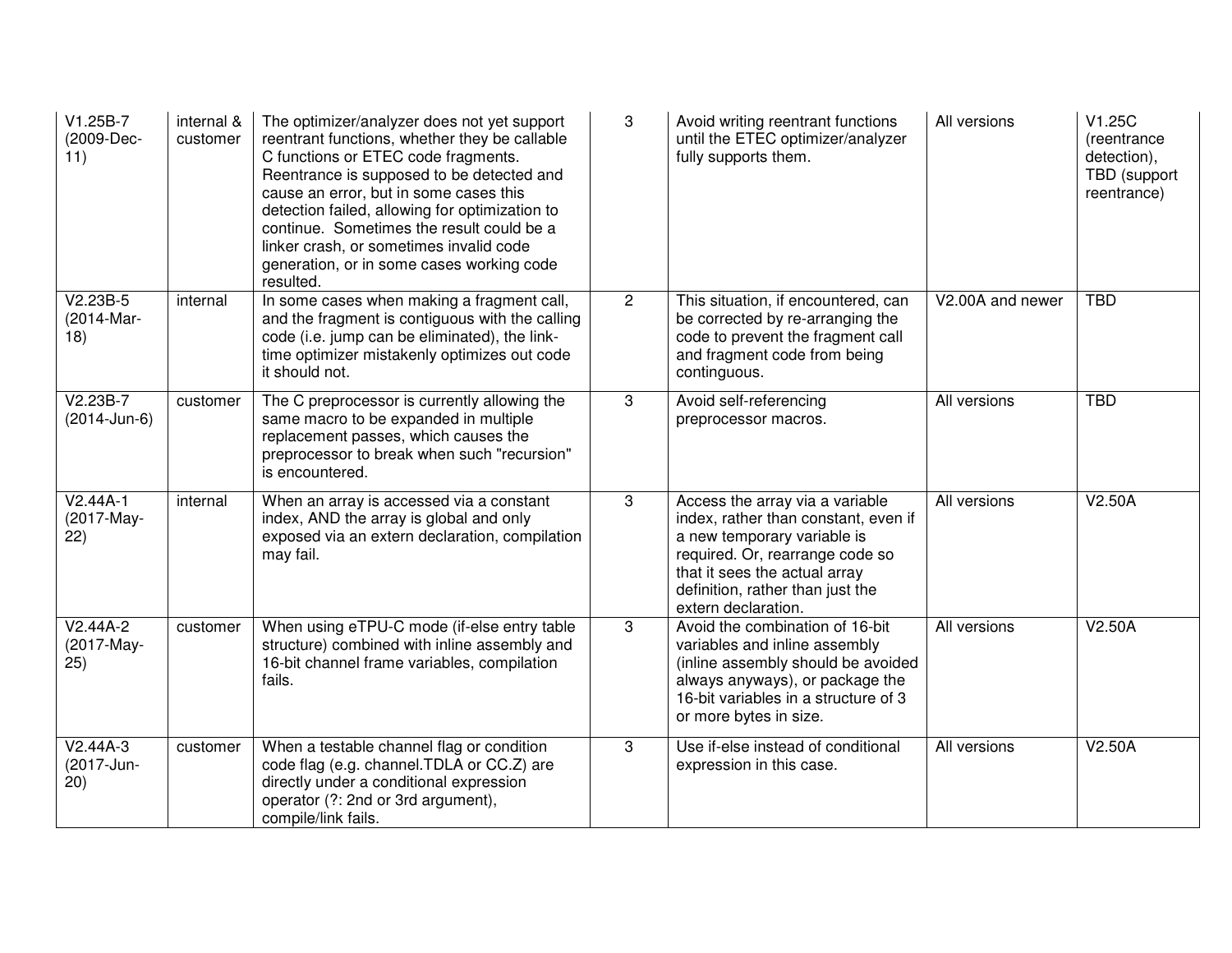| | | | | | | |
|---|---|---|---|---|---|---|
| V1.25B-7 (2009-Dec-11) | internal & customer | The optimizer/analyzer does not yet support reentrant functions, whether they be callable C functions or ETEC code fragments. Reentrance is supposed to be detected and cause an error, but in some cases this detection failed, allowing for optimization to continue. Sometimes the result could be a linker crash, or sometimes invalid code generation, or in some cases working code resulted. | 3 | Avoid writing reentrant functions until the ETEC optimizer/analyzer fully supports them. | All versions | V1.25C (reentrance detection), TBD (support reentrance) |
| V2.23B-5 (2014-Mar-18) | internal | In some cases when making a fragment call, and the fragment is contiguous with the calling code (i.e. jump can be eliminated), the link-time optimizer mistakenly optimizes out code it should not. | 2 | This situation, if encountered, can be corrected by re-arranging the code to prevent the fragment call and fragment code from being continguous. | V2.00A and newer | TBD |
| V2.23B-7 (2014-Jun-6) | customer | The C preprocessor is currently allowing the same macro to be expanded in multiple replacement passes, which causes the preprocessor to break when such "recursion" is encountered. | 3 | Avoid self-referencing preprocessor macros. | All versions | TBD |
| V2.44A-1 (2017-May-22) | internal | When an array is accessed via a constant index, AND the array is global and only exposed via an extern declaration, compilation may fail. | 3 | Access the array via a variable index, rather than constant, even if a new temporary variable is required. Or, rearrange code so that it sees the actual array definition, rather than just the extern declaration. | All versions | V2.50A |
| V2.44A-2 (2017-May-25) | customer | When using eTPU-C mode (if-else entry table structure) combined with inline assembly and 16-bit channel frame variables, compilation fails. | 3 | Avoid the combination of 16-bit variables and inline assembly (inline assembly should be avoided always anyways), or package the 16-bit variables in a structure of 3 or more bytes in size. | All versions | V2.50A |
| V2.44A-3 (2017-Jun-20) | customer | When a testable channel flag or condition code flag (e.g. channel.TDLA or CC.Z) are directly under a conditional expression operator (?: 2nd or 3rd argument), compile/link fails. | 3 | Use if-else instead of conditional expression in this case. | All versions | V2.50A |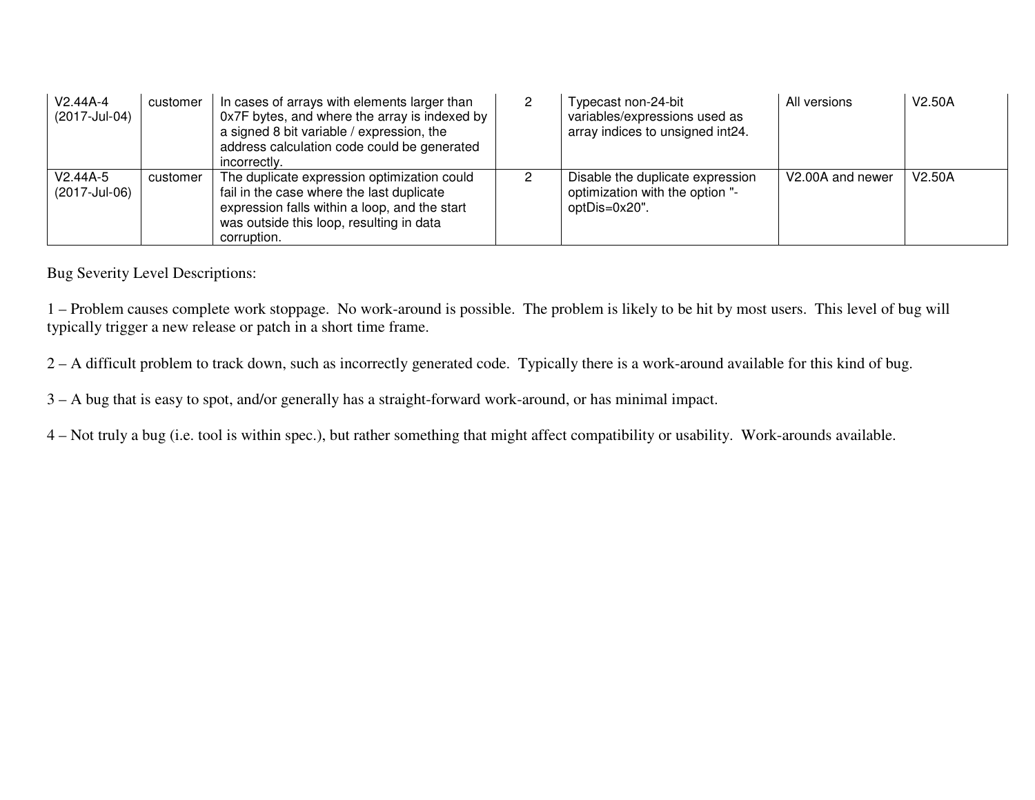| | | | | | | |
|---|---|---|---|---|---|---|
| V2.44A-4 (2017-Jul-04) | customer | In cases of arrays with elements larger than 0x7F bytes, and where the array is indexed by a signed 8 bit variable / expression, the address calculation code could be generated incorrectly. | 2 | Typecast non-24-bit variables/expressions used as array indices to unsigned int24. | All versions | V2.50A |
| V2.44A-5 (2017-Jul-06) | customer | The duplicate expression optimization could fail in the case where the last duplicate expression falls within a loop, and the start was outside this loop, resulting in data corruption. | 2 | Disable the duplicate expression optimization with the option "-optDis=0x20". | V2.00A and newer | V2.50A |

Bug Severity Level Descriptions:

1 – Problem causes complete work stoppage. No work-around is possible. The problem is likely to be hit by most users. This level of bug will typically trigger a new release or patch in a short time frame.

2 – A difficult problem to track down, such as incorrectly generated code. Typically there is a work-around available for this kind of bug.

3 – A bug that is easy to spot, and/or generally has a straight-forward work-around, or has minimal impact.

4 – Not truly a bug (i.e. tool is within spec.), but rather something that might affect compatibility or usability. Work-arounds available.